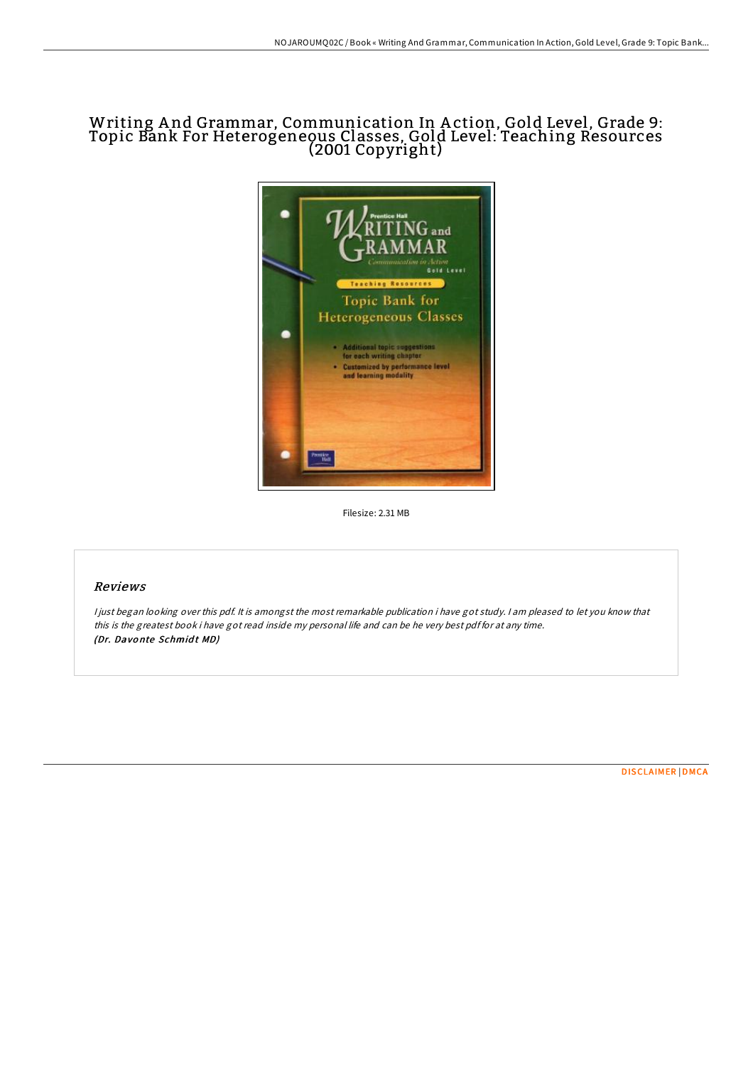# Writing And Grammar, Communication In Action, Gold Level, Grade 9: Topic Bank For Heterogeneous Classes, Gold Level: Teaching Resources (2001 Copyright)

Filesize: 2.31 MB

## Reviews

*I just began looking over this pdf. It is amongst the most remarkable publication i have got study. I am pleased to let you know that this is the greatest book i have got read inside my personal life and can be he very best pdf for at any time.*
***(Dr. Davonte Schmidt MD)***

DISCLAIMER | DMCA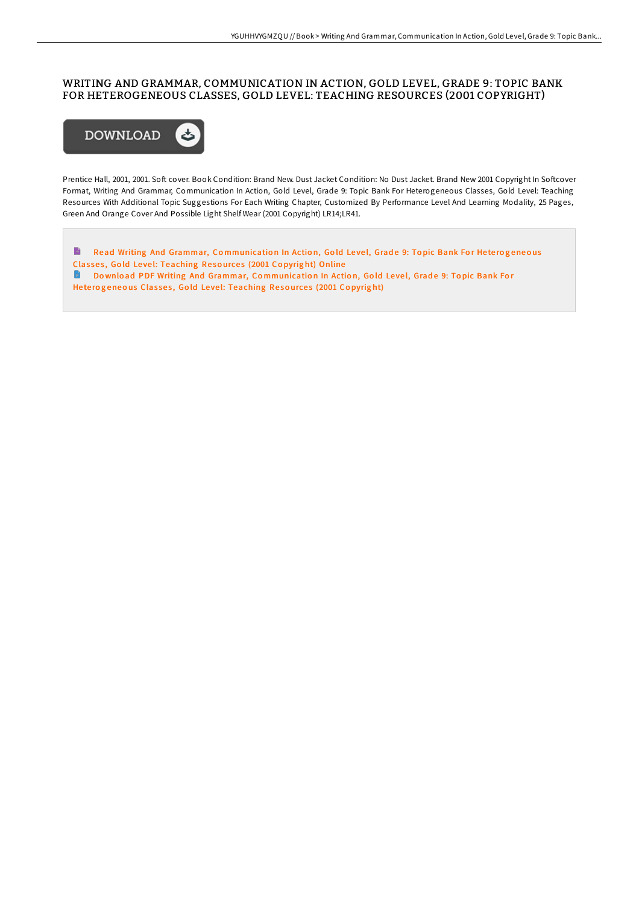# WRITING AND GRAMMAR, COMMUNICATION IN ACTION, GOLD LEVEL, GRADE 9: TOPIC BANK FOR HETEROGENEOUS CLASSES, GOLD LEVEL: TEACHING RESOURCES (2001 COPYRIGHT)

DOWNLOAD

Prentice Hall, 2001, 2001. Soft cover. Book Condition: Brand New. Dust Jacket Condition: No Dust Jacket. Brand New 2001 Copyright In Softcover Format, Writing And Grammar, Communication In Action, Gold Level, Grade 9: Topic Bank For Heterogeneous Classes, Gold Level: Teaching Resources With Additional Topic Suggestions For Each Writing Chapter, Customized By Performance Level And Learning Modality, 25 Pages, Green And Orange Cover And Possible Light Shelf Wear (2001 Copyright) LR14;LR41.

Read Writing And Grammar, Communication In Action, Gold Level, Grade 9: Topic Bank For Heterogeneous Classes, Gold Level: Teaching Resources (2001 Copyright) Online

Download PDF Writing And Grammar, Communication In Action, Gold Level, Grade 9: Topic Bank For Heterogeneous Classes, Gold Level: Teaching Resources (2001 Copyright)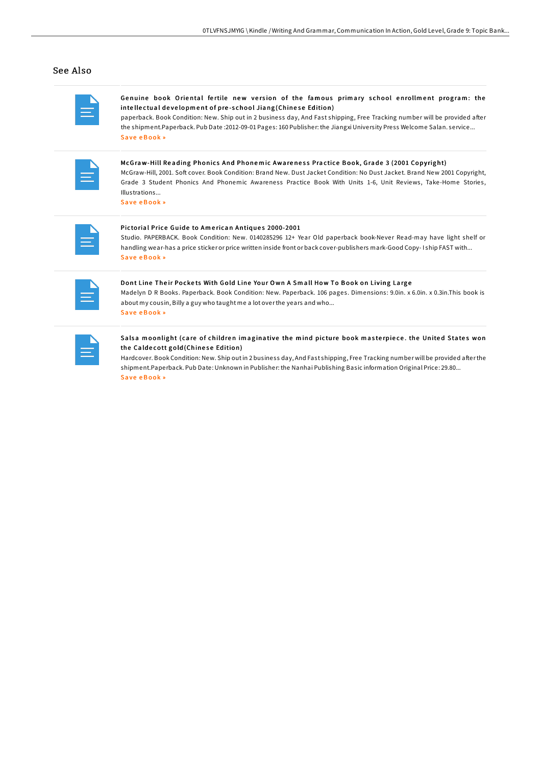## See Also

**Genuine book Oriental fertile new version of the famous primary school enrollment program: the intellectual development of pre-school Jiang(Chinese Edition)**

paperback. Book Condition: New. Ship out in 2 business day, And Fast shipping, Free Tracking number will be provided after the shipment.Paperback. Pub Date :2012-09-01 Pages: 160 Publisher: the Jiangxi University Press Welcome Salan. service...

Save eBook »

**McGraw-Hill Reading Phonics And Phonemic Awareness Practice Book, Grade 3 (2001 Copyright)**

McGraw-Hill, 2001. Soft cover. Book Condition: Brand New. Dust Jacket Condition: No Dust Jacket. Brand New 2001 Copyright, Grade 3 Student Phonics And Phonemic Awareness Practice Book With Units 1-6, Unit Reviews, Take-Home Stories, Illustrations...

Save eBook »

**Pictorial Price Guide to American Antiques 2000-2001**

Studio. PAPERBACK. Book Condition: New. 0140285296 12+ Year Old paperback book-Never Read-may have light shelf or handling wear-has a price sticker or price written inside front or back cover-publishers mark-Good Copy- I ship FAST with...

Save eBook »

**Dont Line Their Pockets With Gold Line Your Own A Small How To Book on Living Large**

Madelyn D R Books. Paperback. Book Condition: New. Paperback. 106 pages. Dimensions: 9.0in. x 6.0in. x 0.3in.This book is about my cousin, Billy a guy who taught me a lot over the years and who...

Save eBook »

**Salsa moonlight (care of children imaginative the mind picture book masterpiece. the United States won the Caldecott gold(Chinese Edition)**

Hardcover. Book Condition: New. Ship out in 2 business day, And Fast shipping, Free Tracking number will be provided after the shipment.Paperback. Pub Date: Unknown in Publisher: the Nanhai Publishing Basic information Original Price: 29.80...

Save eBook »